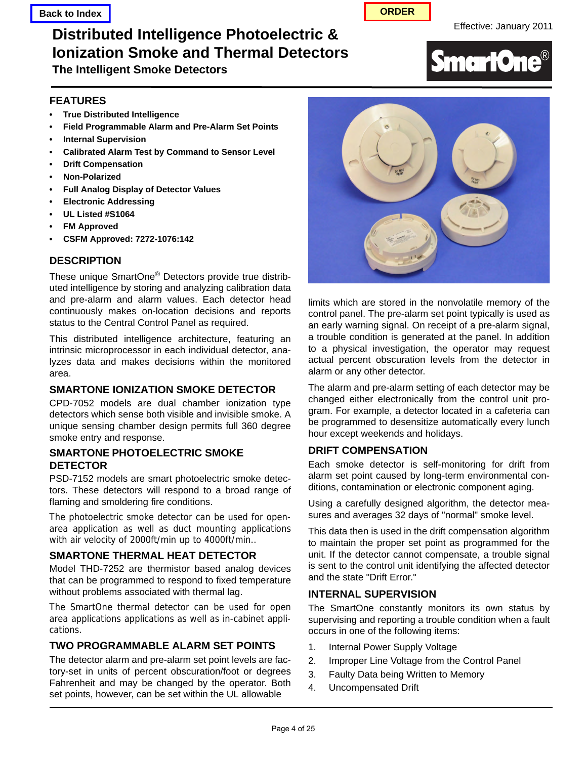Back to Index

ORDER

Effective: January 2011

# Distributed Intelligence Photoelectric & Ionization Smoke and Thermal Detectors

### The Intelligent Smoke Detectors

SmartOne®

## FEATURES

- **True Distributed Intelligence**
- **Field Programmable Alarm and Pre-Alarm Set Points**
- **Internal Supervision**
- **Calibrated Alarm Test by Command to Sensor Level**
- **Drift Compensation**
- **Non-Polarized**
- **Full Analog Display of Detector Values**
- **Electronic Addressing**
- **UL Listed #S1064**
- **FM Approved**
- **CSFM Approved: 7272-1076:142**

## DESCRIPTION

These unique SmartOne® Detectors provide true distributed intelligence by storing and analyzing calibration data and pre-alarm and alarm values. Each detector head continuously makes on-location decisions and reports status to the Central Control Panel as required.

This distributed intelligence architecture, featuring an intrinsic microprocessor in each individual detector, analyzes data and makes decisions within the monitored area.

## SMARTONE IONIZATION SMOKE DETECTOR

CPD-7052 models are dual chamber ionization type detectors which sense both visible and invisible smoke. A unique sensing chamber design permits full 360 degree smoke entry and response.

## SMARTONE PHOTOELECTRIC SMOKE DETECTOR

PSD-7152 models are smart photoelectric smoke detectors. These detectors will respond to a broad range of flaming and smoldering fire conditions.

The photoelectric smoke detector can be used for open-area application as well as duct mounting applications with air velocity of 2000ft/min up to 4000ft/min..

## SMARTONE THERMAL HEAT DETECTOR

Model THD-7252 are thermistor based analog devices that can be programmed to respond to fixed temperature without problems associated with thermal lag.

The SmartOne thermal detector can be used for open area applications applications as well as in-cabinet applications.

## TWO PROGRAMMABLE ALARM SET POINTS

The detector alarm and pre-alarm set point levels are factory-set in units of percent obscuration/foot or degrees Fahrenheit and may be changed by the operator. Both set points, however, can be set within the UL allowable limits which are stored in the nonvolatile memory of the control panel. The pre-alarm set point typically is used as an early warning signal. On receipt of a pre-alarm signal, a trouble condition is generated at the panel. In addition to a physical investigation, the operator may request actual percent obscuration levels from the detector in alarm or any other detector.

The alarm and pre-alarm setting of each detector may be changed either electronically from the control unit program. For example, a detector located in a cafeteria can be programmed to desensitize automatically every lunch hour except weekends and holidays.

## DRIFT COMPENSATION

Each smoke detector is self-monitoring for drift from alarm set point caused by long-term environmental conditions, contamination or electronic component aging.

Using a carefully designed algorithm, the detector measures and averages 32 days of "normal" smoke level.

This data then is used in the drift compensation algorithm to maintain the proper set point as programmed for the unit. If the detector cannot compensate, a trouble signal is sent to the control unit identifying the affected detector and the state "Drift Error."

## INTERNAL SUPERVISION

The SmartOne constantly monitors its own status by supervising and reporting a trouble condition when a fault occurs in one of the following items:

1. Internal Power Supply Voltage
2. Improper Line Voltage from the Control Panel
3. Faulty Data being Written to Memory
4. Uncompensated Drift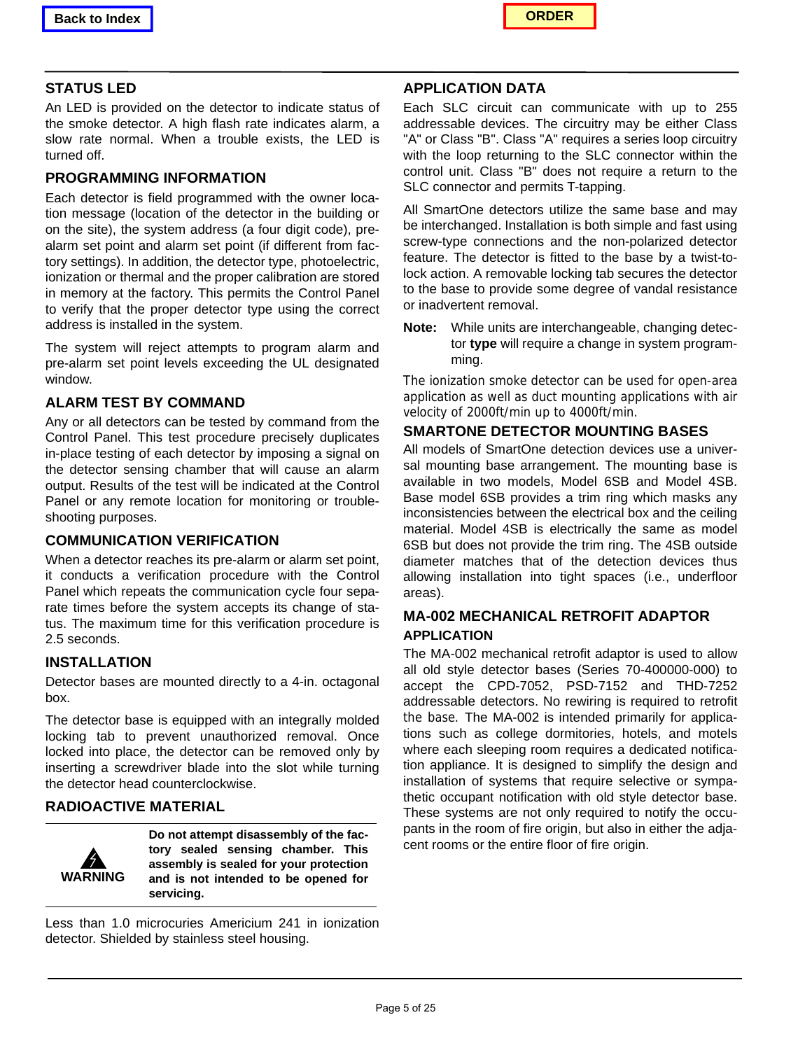## STATUS LED

An LED is provided on the detector to indicate status of the smoke detector. A high flash rate indicates alarm, a slow rate normal. When a trouble exists, the LED is turned off.

## PROGRAMMING INFORMATION

Each detector is field programmed with the owner location message (location of the detector in the building or on the site), the system address (a four digit code), pre-alarm set point and alarm set point (if different from factory settings). In addition, the detector type, photoelectric, ionization or thermal and the proper calibration are stored in memory at the factory. This permits the Control Panel to verify that the proper detector type using the correct address is installed in the system.

The system will reject attempts to program alarm and pre-alarm set point levels exceeding the UL designated window.

## ALARM TEST BY COMMAND

Any or all detectors can be tested by command from the Control Panel. This test procedure precisely duplicates in-place testing of each detector by imposing a signal on the detector sensing chamber that will cause an alarm output. Results of the test will be indicated at the Control Panel or any remote location for monitoring or trouble-shooting purposes.

## COMMUNICATION VERIFICATION

When a detector reaches its pre-alarm or alarm set point, it conducts a verification procedure with the Control Panel which repeats the communication cycle four separate times before the system accepts its change of status. The maximum time for this verification procedure is 2.5 seconds.

## INSTALLATION

Detector bases are mounted directly to a 4-in. octagonal box.

The detector base is equipped with an integrally molded locking tab to prevent unauthorized removal. Once locked into place, the detector can be removed only by inserting a screwdriver blade into the slot while turning the detector head counterclockwise.

## RADIOACTIVE MATERIAL

| WARNING | **Do not attempt disassembly of the factory sealed sensing chamber. This assembly is sealed for your protection and is not intended to be opened for servicing.** |
| --- | --- |

Less than 1.0 microcuries Americium 241 in ionization detector. Shielded by stainless steel housing.

## APPLICATION DATA

Each SLC circuit can communicate with up to 255 addressable devices. The circuitry may be either Class "A" or Class "B". Class "A" requires a series loop circuitry with the loop returning to the SLC connector within the control unit. Class "B" does not require a return to the SLC connector and permits T-tapping.

All SmartOne detectors utilize the same base and may be interchanged. Installation is both simple and fast using screw-type connections and the non-polarized detector feature. The detector is fitted to the base by a twist-to-lock action. A removable locking tab secures the detector to the base to provide some degree of vandal resistance or inadvertent removal.

**Note:** While units are interchangeable, changing detector **type** will require a change in system programming.

The ionization smoke detector can be used for open-area application as well as duct mounting applications with air velocity of 2000ft/min up to 4000ft/min.

## SMARTONE DETECTOR MOUNTING BASES

All models of SmartOne detection devices use a universal mounting base arrangement. The mounting base is available in two models, Model 6SB and Model 4SB. Base model 6SB provides a trim ring which masks any inconsistencies between the electrical box and the ceiling material. Model 4SB is electrically the same as model 6SB but does not provide the trim ring. The 4SB outside diameter matches that of the detection devices thus allowing installation into tight spaces (i.e., underfloor areas).

## MA-002 MECHANICAL RETROFIT ADAPTOR

### APPLICATION

The MA-002 mechanical retrofit adaptor is used to allow all old style detector bases (Series 70-400000-000) to accept the CPD-7052, PSD-7152 and THD-7252 addressable detectors. No rewiring is required to retrofit the base. The MA-002 is intended primarily for applications such as college dormitories, hotels, and motels where each sleeping room requires a dedicated notification appliance. It is designed to simplify the design and installation of systems that require selective or sympathetic occupant notification with old style detector base. These systems are not only required to notify the occupants in the room of fire origin, but also in either the adjacent rooms or the entire floor of fire origin.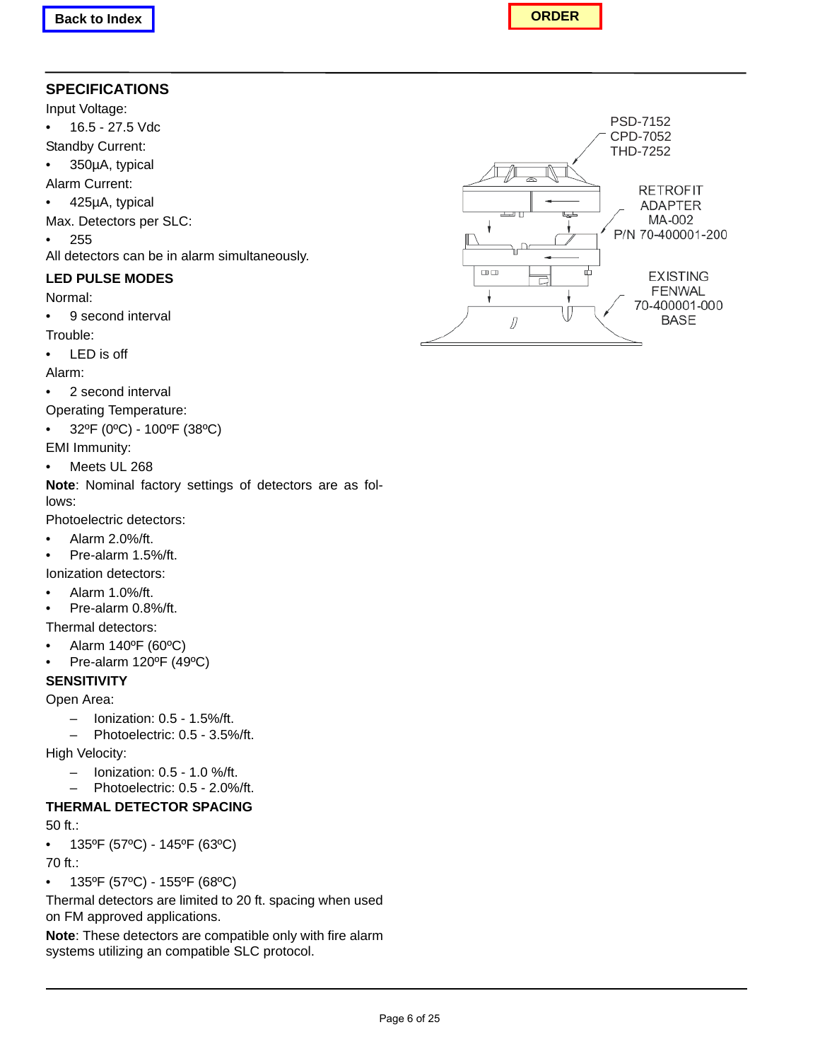Back to Index

ORDER

## SPECIFICATIONS

Input Voltage:

- 16.5 - 27.5 Vdc

Standby Current:

- 350µA, typical

Alarm Current:

- 425µA, typical

Max. Detectors per SLC:

- 255

All detectors can be in alarm simultaneously.

### LED PULSE MODES

Normal:

- 9 second interval

Trouble:

- LED is off

Alarm:

- 2 second interval

Operating Temperature:

- 32ºF (0ºC) - 100ºF (38ºC)

EMI Immunity:

- Meets UL 268

**Note**: Nominal factory settings of detectors are as follows:

Photoelectric detectors:

- Alarm 2.0%/ft.
- Pre-alarm 1.5%/ft.

Ionization detectors:

- Alarm 1.0%/ft.
- Pre-alarm 0.8%/ft.

Thermal detectors:

- Alarm 140ºF (60ºC)
- Pre-alarm 120ºF (49ºC)

### SENSITIVITY

Open Area:

- Ionization: 0.5 - 1.5%/ft.
- Photoelectric: 0.5 - 3.5%/ft.

High Velocity:

- Ionization: 0.5 - 1.0 %/ft.
- Photoelectric: 0.5 - 2.0%/ft.

### THERMAL DETECTOR SPACING

50 ft.:

- 135ºF (57ºC) - 145ºF (63ºC)

70 ft.:

- 135ºF (57ºC) - 155ºF (68ºC)

Thermal detectors are limited to 20 ft. spacing when used on FM approved applications.

**Note**: These detectors are compatible only with fire alarm systems utilizing an compatible SLC protocol.

PSD-7152
CPD-7052
THD-7252

RETROFIT
ADAPTER
MA-002
P/N 70-400001-200

EXISTING
FENWAL
70-400001-000
BASE